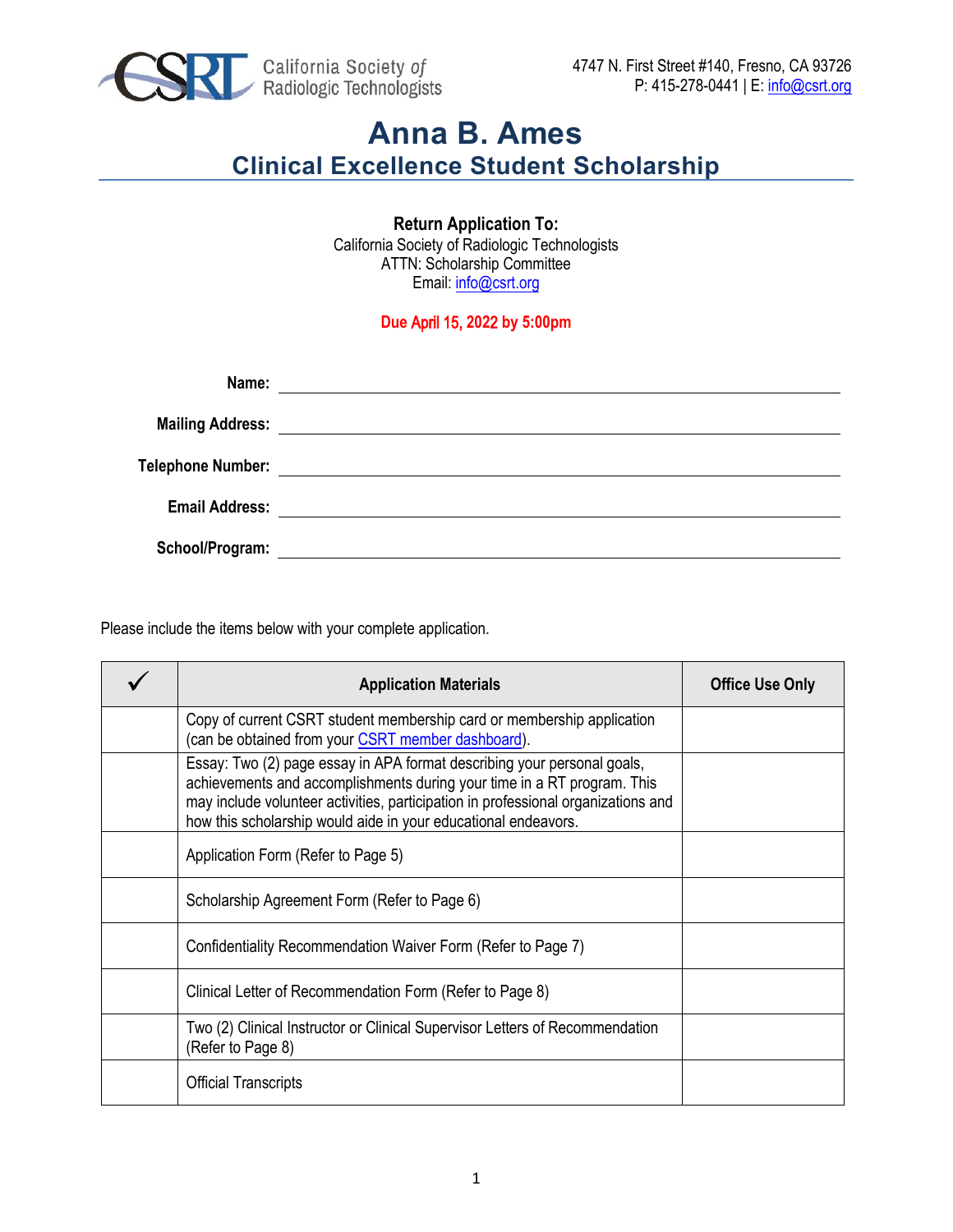California Society of Radiologic Technologists

4747 N. First Street #140, Fresno, CA 93726
P: 415-278-0441 | E: info@csrt.org

# Anna B. Ames
## Clinical Excellence Student Scholarship

**Return Application To:**
California Society of Radiologic Technologists
ATTN: Scholarship Committee
Email: info@csrt.org

**Due April 15, 2022 by 5:00pm**

**Name:** ______________________________

**Mailing Address:** ______________________________

**Telephone Number:** ______________________________

**Email Address:** ______________________________

**School/Program:** ______________________________

Please include the items below with your complete application.

| ✓ | Application Materials | Office Use Only |
|---|---|---|
| | Copy of current CSRT student membership card or membership application (can be obtained from your CSRT member dashboard). | |
| | Essay: Two (2) page essay in APA format describing your personal goals, achievements and accomplishments during your time in a RT program. This may include volunteer activities, participation in professional organizations and how this scholarship would aide in your educational endeavors. | |
| | Application Form (Refer to Page 5) | |
| | Scholarship Agreement Form (Refer to Page 6) | |
| | Confidentiality Recommendation Waiver Form (Refer to Page 7) | |
| | Clinical Letter of Recommendation Form (Refer to Page 8) | |
| | Two (2) Clinical Instructor or Clinical Supervisor Letters of Recommendation (Refer to Page 8) | |
| | Official Transcripts | |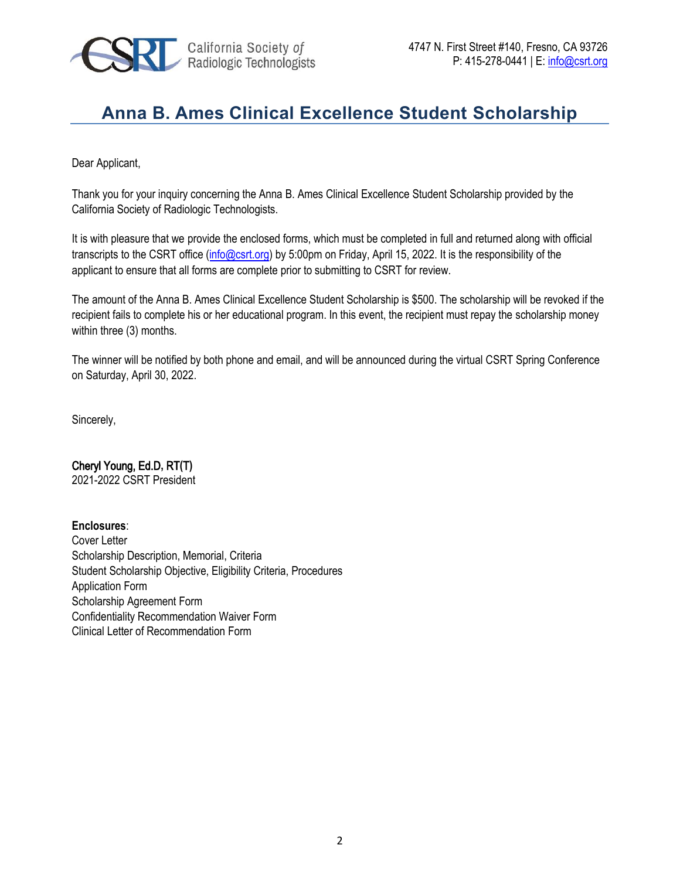California Society of Radiologic Technologists

4747 N. First Street #140, Fresno, CA 93726
P: 415-278-0441 | E: info@csrt.org

# Anna B. Ames Clinical Excellence Student Scholarship

Dear Applicant,

Thank you for your inquiry concerning the Anna B. Ames Clinical Excellence Student Scholarship provided by the California Society of Radiologic Technologists.

It is with pleasure that we provide the enclosed forms, which must be completed in full and returned along with official transcripts to the CSRT office (info@csrt.org) by 5:00pm on Friday, April 15, 2022. It is the responsibility of the applicant to ensure that all forms are complete prior to submitting to CSRT for review.

The amount of the Anna B. Ames Clinical Excellence Student Scholarship is $500. The scholarship will be revoked if the recipient fails to complete his or her educational program. In this event, the recipient must repay the scholarship money within three (3) months.

The winner will be notified by both phone and email, and will be announced during the virtual CSRT Spring Conference on Saturday, April 30, 2022.

Sincerely,

**Cheryl Young, Ed.D, RT(T)**
2021-2022 CSRT President

**Enclosures**:
Cover Letter
Scholarship Description, Memorial, Criteria
Student Scholarship Objective, Eligibility Criteria, Procedures
Application Form
Scholarship Agreement Form
Confidentiality Recommendation Waiver Form
Clinical Letter of Recommendation Form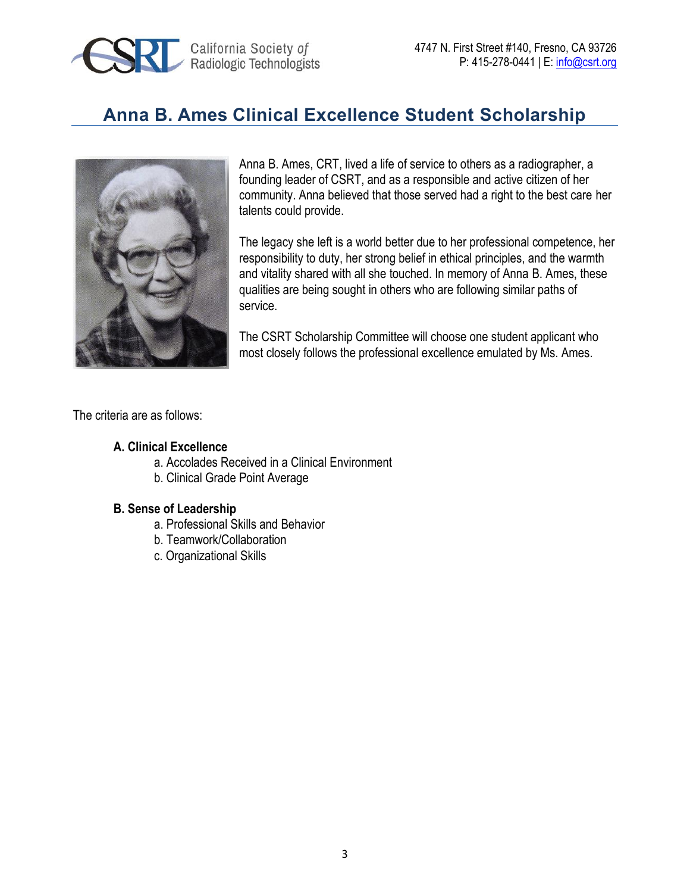# Anna B. Ames Clinical Excellence Student Scholarship

Anna B. Ames, CRT, lived a life of service to others as a radiographer, a founding leader of CSRT, and as a responsible and active citizen of her community. Anna believed that those served had a right to the best care her talents could provide.

The legacy she left is a world better due to her professional competence, her responsibility to duty, her strong belief in ethical principles, and the warmth and vitality shared with all she touched. In memory of Anna B. Ames, these qualities are being sought in others who are following similar paths of service.

The CSRT Scholarship Committee will choose one student applicant who most closely follows the professional excellence emulated by Ms. Ames.

The criteria are as follows:

**A. Clinical Excellence**

a. Accolades Received in a Clinical Environment
b. Clinical Grade Point Average

**B. Sense of Leadership**

a. Professional Skills and Behavior
b. Teamwork/Collaboration
c. Organizational Skills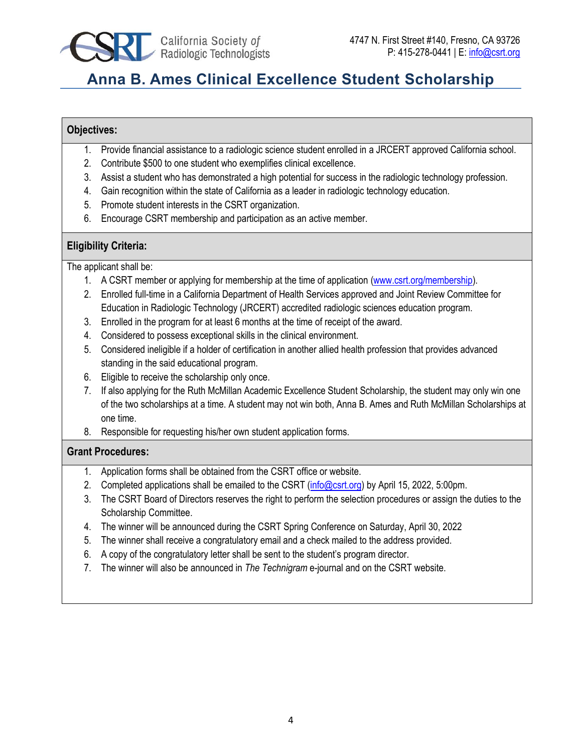California Society of Radiologic Technologists

4747 N. First Street #140, Fresno, CA 93726
P: 415-278-0441 | E: info@csrt.org

# Anna B. Ames Clinical Excellence Student Scholarship

## Objectives:

1. Provide financial assistance to a radiologic science student enrolled in a JRCERT approved California school.
2. Contribute $500 to one student who exemplifies clinical excellence.
3. Assist a student who has demonstrated a high potential for success in the radiologic technology profession.
4. Gain recognition within the state of California as a leader in radiologic technology education.
5. Promote student interests in the CSRT organization.
6. Encourage CSRT membership and participation as an active member.

## Eligibility Criteria:

The applicant shall be:

1. A CSRT member or applying for membership at the time of application (www.csrt.org/membership).
2. Enrolled full-time in a California Department of Health Services approved and Joint Review Committee for Education in Radiologic Technology (JRCERT) accredited radiologic sciences education program.
3. Enrolled in the program for at least 6 months at the time of receipt of the award.
4. Considered to possess exceptional skills in the clinical environment.
5. Considered ineligible if a holder of certification in another allied health profession that provides advanced standing in the said educational program.
6. Eligible to receive the scholarship only once.
7. If also applying for the Ruth McMillan Academic Excellence Student Scholarship, the student may only win one of the two scholarships at a time. A student may not win both, Anna B. Ames and Ruth McMillan Scholarships at one time.
8. Responsible for requesting his/her own student application forms.

## Grant Procedures:

1. Application forms shall be obtained from the CSRT office or website.
2. Completed applications shall be emailed to the CSRT (info@csrt.org) by April 15, 2022, 5:00pm.
3. The CSRT Board of Directors reserves the right to perform the selection procedures or assign the duties to the Scholarship Committee.
4. The winner will be announced during the CSRT Spring Conference on Saturday, April 30, 2022
5. The winner shall receive a congratulatory email and a check mailed to the address provided.
6. A copy of the congratulatory letter shall be sent to the student's program director.
7. The winner will also be announced in *The Technigram* e-journal and on the CSRT website.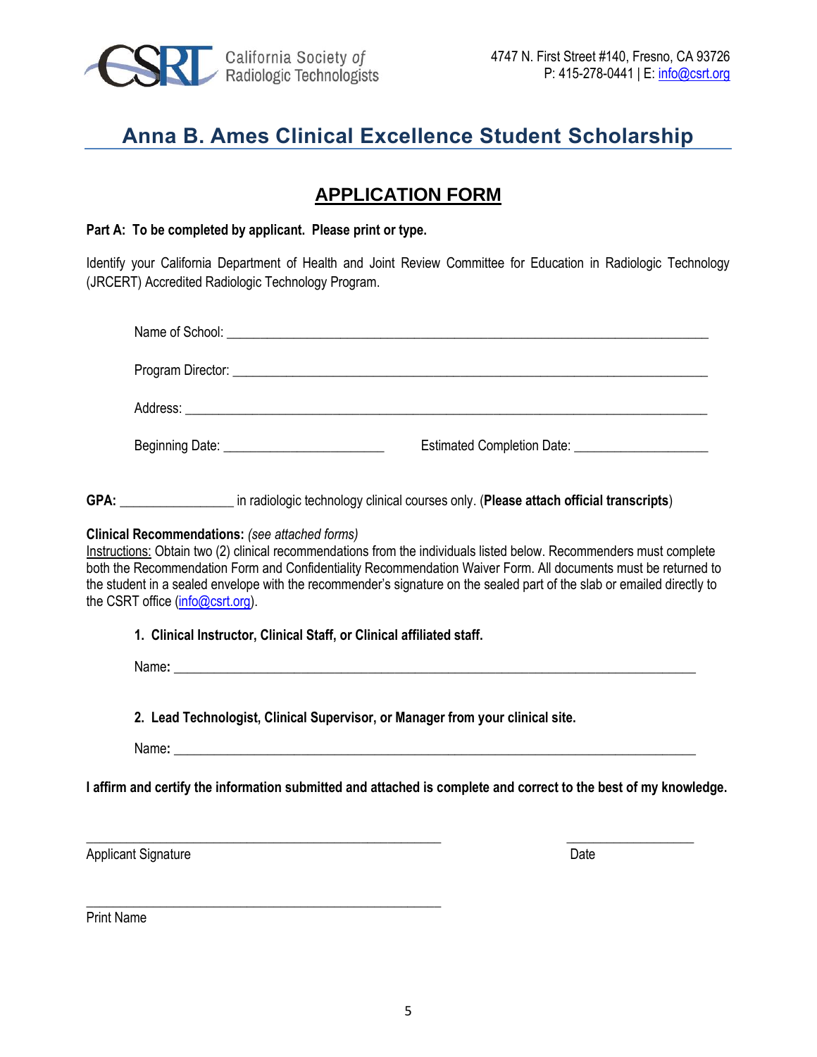California Society of Radiologic Technologists

4747 N. First Street #140, Fresno, CA 93726
P: 415-278-0441 | E: info@csrt.org

# Anna B. Ames Clinical Excellence Student Scholarship

## APPLICATION FORM

**Part A: To be completed by applicant. Please print or type.**

Identify your California Department of Health and Joint Review Committee for Education in Radiologic Technology (JRCERT) Accredited Radiologic Technology Program.

Name of School: ______________________________________________________________________

Program Director: ____________________________________________________________________

Address: ____________________________________________________________________________

Beginning Date: ______________________ Estimated Completion Date: __________________

**GPA:** ________________ in radiologic technology clinical courses only. (**Please attach official transcripts**)

**Clinical Recommendations:** *(see attached forms)*
Instructions: Obtain two (2) clinical recommendations from the individuals listed below. Recommenders must complete both the Recommendation Form and Confidentiality Recommendation Waiver Form. All documents must be returned to the student in a sealed envelope with the recommender's signature on the sealed part of the slab or emailed directly to the CSRT office (info@csrt.org).

**1. Clinical Instructor, Clinical Staff, or Clinical affiliated staff.**

Name: ______________________________________________________________________________

**2. Lead Technologist, Clinical Supervisor, or Manager from your clinical site.**

Name: ______________________________________________________________________________

**I affirm and certify the information submitted and attached is complete and correct to the best of my knowledge.**

_____________________________________________ ____________________
Applicant Signature Date

_____________________________________________
Print Name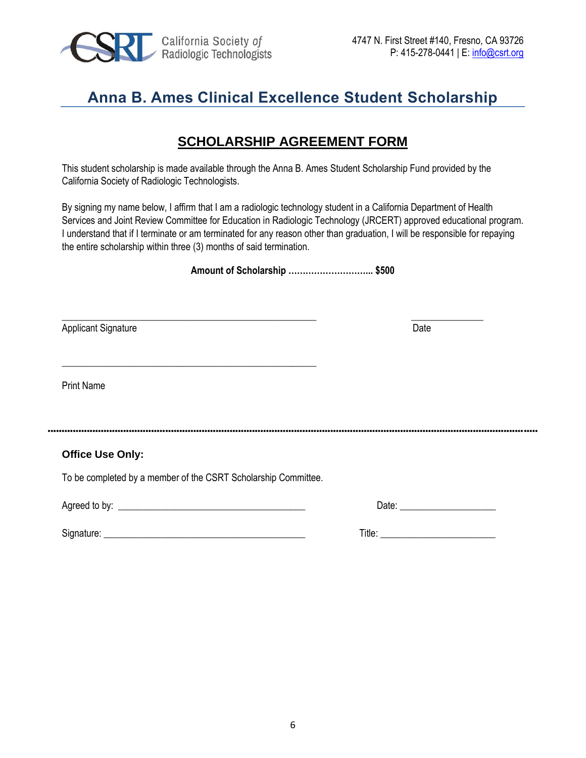California Society of Radiologic Technologists

4747 N. First Street #140, Fresno, CA 93726
P: 415-278-0441 | E: info@csrt.org

# Anna B. Ames Clinical Excellence Student Scholarship

## SCHOLARSHIP AGREEMENT FORM

This student scholarship is made available through the Anna B. Ames Student Scholarship Fund provided by the California Society of Radiologic Technologists.

By signing my name below, I affirm that I am a radiologic technology student in a California Department of Health Services and Joint Review Committee for Education in Radiologic Technology (JRCERT) approved educational program. I understand that if I terminate or am terminated for any reason other than graduation, I will be responsible for repaying the entire scholarship within three (3) months of said termination.

**Amount of Scholarship ………………………... $500**

_______________________________________________ ______________

Applicant Signature Date

_______________________________________________

Print Name

---

**Office Use Only:**

To be completed by a member of the CSRT Scholarship Committee.

Agreed to by: ___________________________________ Date: __________________

Signature: ______________________________________ Title: ______________________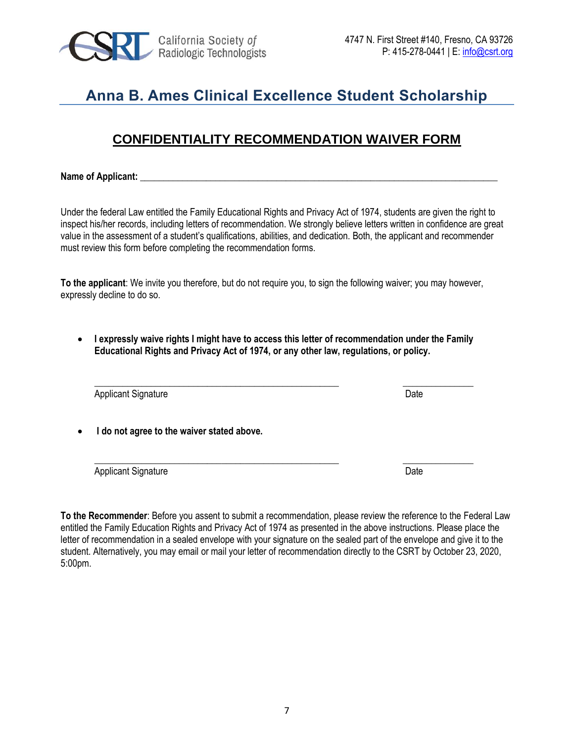California Society of Radiologic Technologists

4747 N. First Street #140, Fresno, CA 93726
P: 415-278-0441 | E: info@csrt.org

# Anna B. Ames Clinical Excellence Student Scholarship

## CONFIDENTIALITY RECOMMENDATION WAIVER FORM

**Name of Applicant:** ___________________________________________________________________________

Under the federal Law entitled the Family Educational Rights and Privacy Act of 1974, students are given the right to inspect his/her records, including letters of recommendation. We strongly believe letters written in confidence are great value in the assessment of a student's qualifications, abilities, and dedication. Both, the applicant and recommender must review this form before completing the recommendation forms.

**To the applicant**: We invite you therefore, but do not require you, to sign the following waiver; you may however, expressly decline to do so.

- **I expressly waive rights I might have to access this letter of recommendation under the Family Educational Rights and Privacy Act of 1974, or any other law, regulations, or policy.**

  ___________________________________________________ ______________

  Applicant Signature Date

- **I do not agree to the waiver stated above.**

  ___________________________________________________ ______________

  Applicant Signature Date

**To the Recommender**: Before you assent to submit a recommendation, please review the reference to the Federal Law entitled the Family Education Rights and Privacy Act of 1974 as presented in the above instructions. Please place the letter of recommendation in a sealed envelope with your signature on the sealed part of the envelope and give it to the student. Alternatively, you may email or mail your letter of recommendation directly to the CSRT by October 23, 2020, 5:00pm.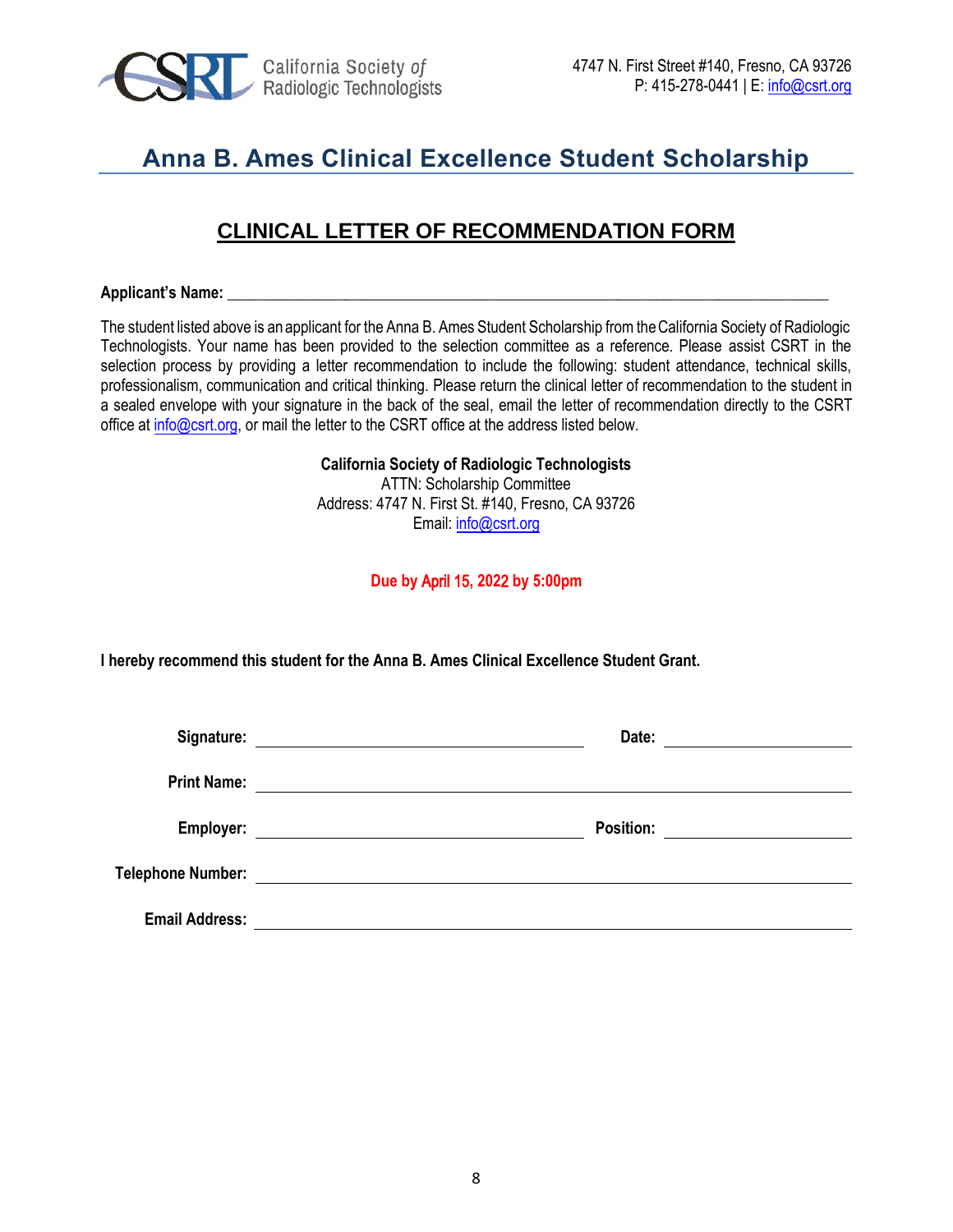California Society *of* Radiologic Technologists

4747 N. First Street #140, Fresno, CA 93726
P: 415-278-0441 | E: info@csrt.org

# Anna B. Ames Clinical Excellence Student Scholarship

## CLINICAL LETTER OF RECOMMENDATION FORM

**Applicant's Name:** ______________________________________________________________

The student listed above is an applicant for the Anna B. Ames Student Scholarship from the California Society of Radiologic Technologists. Your name has been provided to the selection committee as a reference. Please assist CSRT in the selection process by providing a letter recommendation to include the following: student attendance, technical skills, professionalism, communication and critical thinking. Please return the clinical letter of recommendation to the student in a sealed envelope with your signature in the back of the seal, email the letter of recommendation directly to the CSRT office at info@csrt.org, or mail the letter to the CSRT office at the address listed below.

**California Society of Radiologic Technologists**
ATTN: Scholarship Committee
Address: 4747 N. First St. #140, Fresno, CA 93726
Email: info@csrt.org

**Due by April 15, 2022 by 5:00pm**

**I hereby recommend this student for the Anna B. Ames Clinical Excellence Student Grant.**

**Signature:** ______________________________ **Date:** ____________________

**Print Name:** ______________________________________________________________

**Employer:** ______________________________ **Position:** ____________________

**Telephone Number:** ______________________________________________________________

**Email Address:** ______________________________________________________________